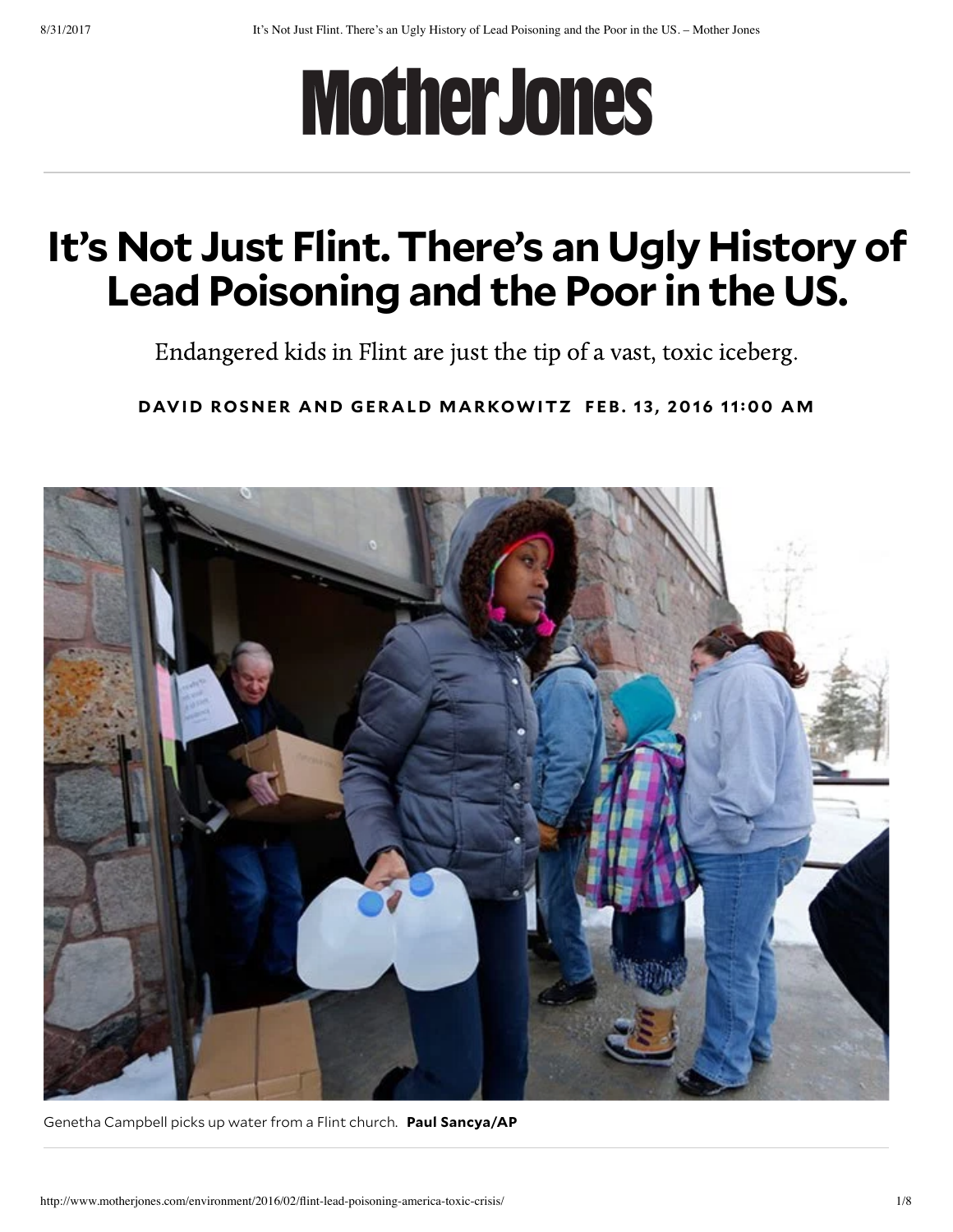# Mother Jones

# It's Not Just Flint. There's an Ugly History of Lead Poisoning and the Poor in the US.

Endangered kids in Flint are just the tip of a vast, toxic iceberg.

**DAVID ROSNER AND GERALD MARKOWITZ FEB. 13, 2016 11:00 AM**

Genetha Campbell picks up water from a Flint church. **Paul Sancya/AP**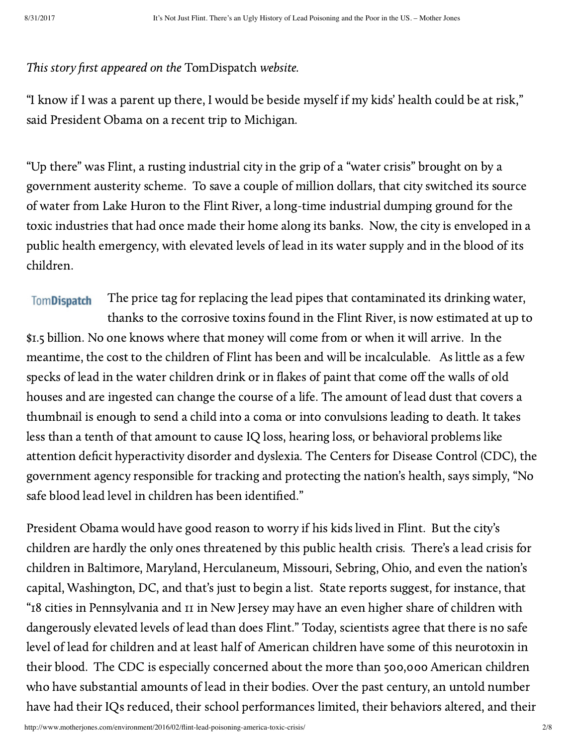*This story first appeared on the* TomDispatch *website.*

"I know if I was a parent up there, I would be beside myself if my kids' health could be at risk," said President Obama on a recent trip to Michigan.

"Up there" was Flint, a rusting industrial city in the grip of a "water crisis" brought on by a government austerity scheme. To save a couple of million dollars, that city switched its source of water from Lake Huron to the Flint River, a long-time industrial dumping ground for the toxic industries that had once made their home along its banks. Now, the city is enveloped in a public health emergency, with elevated levels of lead in its water supply and in the blood of its children.

TomDispatch The price tag for replacing the lead pipes that contaminated its drinking water, thanks to the corrosive toxins found in the Flint River, is now estimated at up to $1.5 billion. No one knows where that money will come from or when it will arrive. In the meantime, the cost to the children of Flint has been and will be incalculable. As little as a few specks of lead in the water children drink or in flakes of paint that come off the walls of old houses and are ingested can change the course of a life. The amount of lead dust that covers a thumbnail is enough to send a child into a coma or into convulsions leading to death. It takes less than a tenth of that amount to cause IQ loss, hearing loss, or behavioral problems like attention deficit hyperactivity disorder and dyslexia. The Centers for Disease Control (CDC), the government agency responsible for tracking and protecting the nation's health, says simply, "No safe blood lead level in children has been identified."

President Obama would have good reason to worry if his kids lived in Flint. But the city's children are hardly the only ones threatened by this public health crisis. There's a lead crisis for children in Baltimore, Maryland, Herculaneum, Missouri, Sebring, Ohio, and even the nation's capital, Washington, DC, and that's just to begin a list. State reports suggest, for instance, that "18 cities in Pennsylvania and 11 in New Jersey may have an even higher share of children with dangerously elevated levels of lead than does Flint." Today, scientists agree that there is no safe level of lead for children and at least half of American children have some of this neurotoxin in their blood. The CDC is especially concerned about the more than 500,000 American children who have substantial amounts of lead in their bodies. Over the past century, an untold number have had their IQs reduced, their school performances limited, their behaviors altered, and their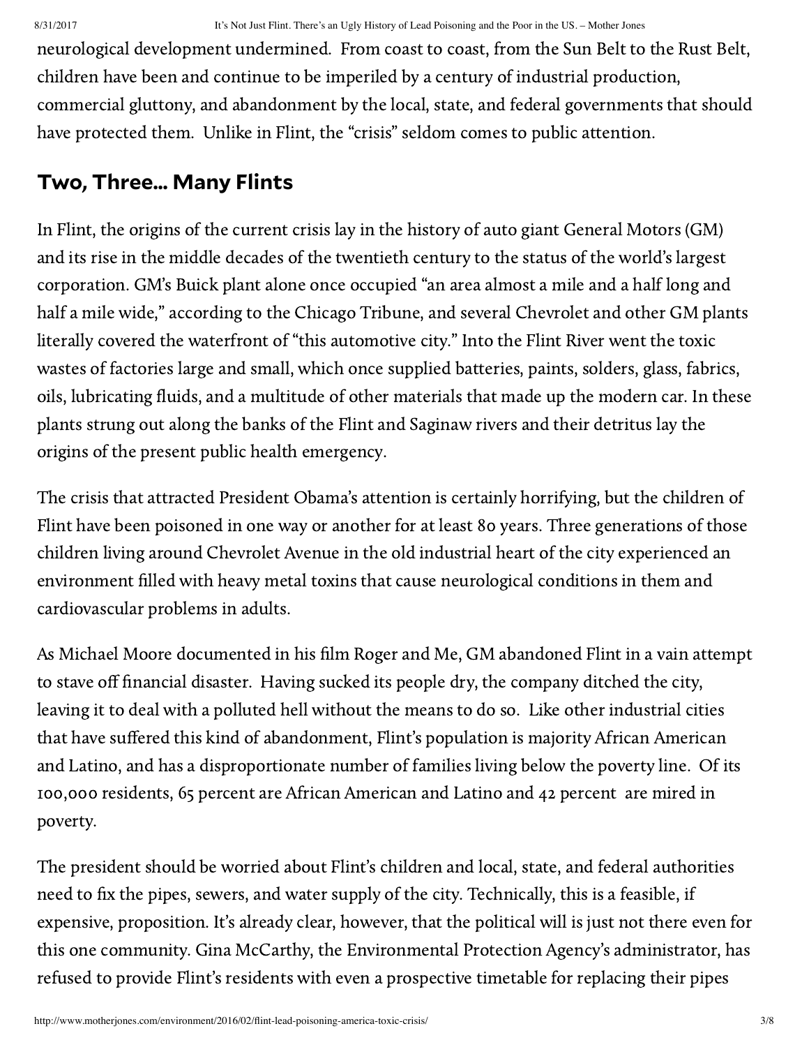neurological development undermined. From coast to coast, from the Sun Belt to the Rust Belt, children have been and continue to be imperiled by a century of industrial production, commercial gluttony, and abandonment by the local, state, and federal governments that should have protected them. Unlike in Flint, the "crisis" seldom comes to public attention.

## Two, Three… Many Flints

In Flint, the origins of the current crisis lay in the history of auto giant General Motors (GM) and its rise in the middle decades of the twentieth century to the status of the world's largest corporation. GM's Buick plant alone once occupied "an area almost a mile and a half long and half a mile wide," according to the Chicago Tribune, and several Chevrolet and other GM plants literally covered the waterfront of "this automotive city." Into the Flint River went the toxic wastes of factories large and small, which once supplied batteries, paints, solders, glass, fabrics, oils, lubricating fluids, and a multitude of other materials that made up the modern car. In these plants strung out along the banks of the Flint and Saginaw rivers and their detritus lay the origins of the present public health emergency.

The crisis that attracted President Obama's attention is certainly horrifying, but the children of Flint have been poisoned in one way or another for at least 80 years. Three generations of those children living around Chevrolet Avenue in the old industrial heart of the city experienced an environment filled with heavy metal toxins that cause neurological conditions in them and cardiovascular problems in adults.

As Michael Moore documented in his film Roger and Me, GM abandoned Flint in a vain attempt to stave off financial disaster. Having sucked its people dry, the company ditched the city, leaving it to deal with a polluted hell without the means to do so. Like other industrial cities that have suffered this kind of abandonment, Flint's population is majority African American and Latino, and has a disproportionate number of families living below the poverty line. Of its 100,000 residents, 65 percent are African American and Latino and 42 percent are mired in poverty.

The president should be worried about Flint's children and local, state, and federal authorities need to fix the pipes, sewers, and water supply of the city. Technically, this is a feasible, if expensive, proposition. It's already clear, however, that the political will is just not there even for this one community. Gina McCarthy, the Environmental Protection Agency's administrator, has refused to provide Flint's residents with even a prospective timetable for replacing their pipes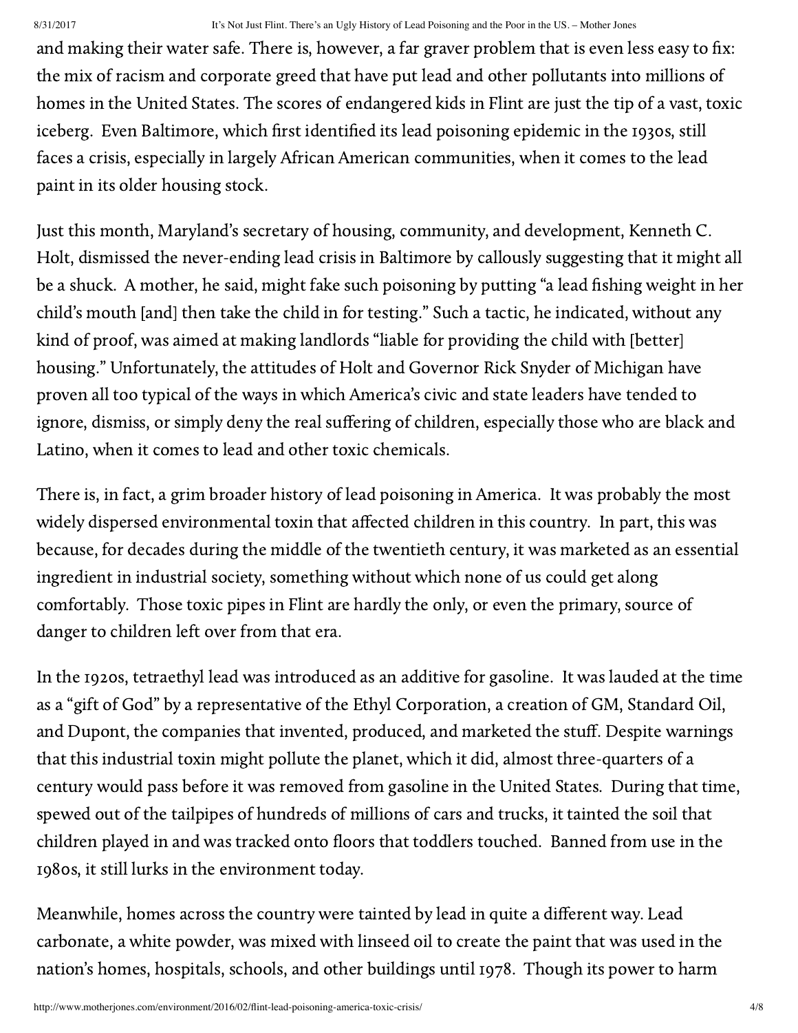and making their water safe. There is, however, a far graver problem that is even less easy to fix: the mix of racism and corporate greed that have put lead and other pollutants into millions of homes in the United States. The scores of endangered kids in Flint are just the tip of a vast, toxic iceberg. Even Baltimore, which first identified its lead poisoning epidemic in the 1930s, still faces a crisis, especially in largely African American communities, when it comes to the lead paint in its older housing stock.

Just this month, Maryland's secretary of housing, community, and development, Kenneth C. Holt, dismissed the never-ending lead crisis in Baltimore by callously suggesting that it might all be a shuck. A mother, he said, might fake such poisoning by putting "a lead fishing weight in her child's mouth [and] then take the child in for testing." Such a tactic, he indicated, without any kind of proof, was aimed at making landlords "liable for providing the child with [better] housing." Unfortunately, the attitudes of Holt and Governor Rick Snyder of Michigan have proven all too typical of the ways in which America's civic and state leaders have tended to ignore, dismiss, or simply deny the real suffering of children, especially those who are black and Latino, when it comes to lead and other toxic chemicals.

There is, in fact, a grim broader history of lead poisoning in America. It was probably the most widely dispersed environmental toxin that affected children in this country. In part, this was because, for decades during the middle of the twentieth century, it was marketed as an essential ingredient in industrial society, something without which none of us could get along comfortably. Those toxic pipes in Flint are hardly the only, or even the primary, source of danger to children left over from that era.

In the 1920s, tetraethyl lead was introduced as an additive for gasoline. It was lauded at the time as a "gift of God" by a representative of the Ethyl Corporation, a creation of GM, Standard Oil, and Dupont, the companies that invented, produced, and marketed the stuff. Despite warnings that this industrial toxin might pollute the planet, which it did, almost three-quarters of a century would pass before it was removed from gasoline in the United States. During that time, spewed out of the tailpipes of hundreds of millions of cars and trucks, it tainted the soil that children played in and was tracked onto floors that toddlers touched. Banned from use in the 1980s, it still lurks in the environment today.

Meanwhile, homes across the country were tainted by lead in quite a different way. Lead carbonate, a white powder, was mixed with linseed oil to create the paint that was used in the nation's homes, hospitals, schools, and other buildings until 1978. Though its power to harm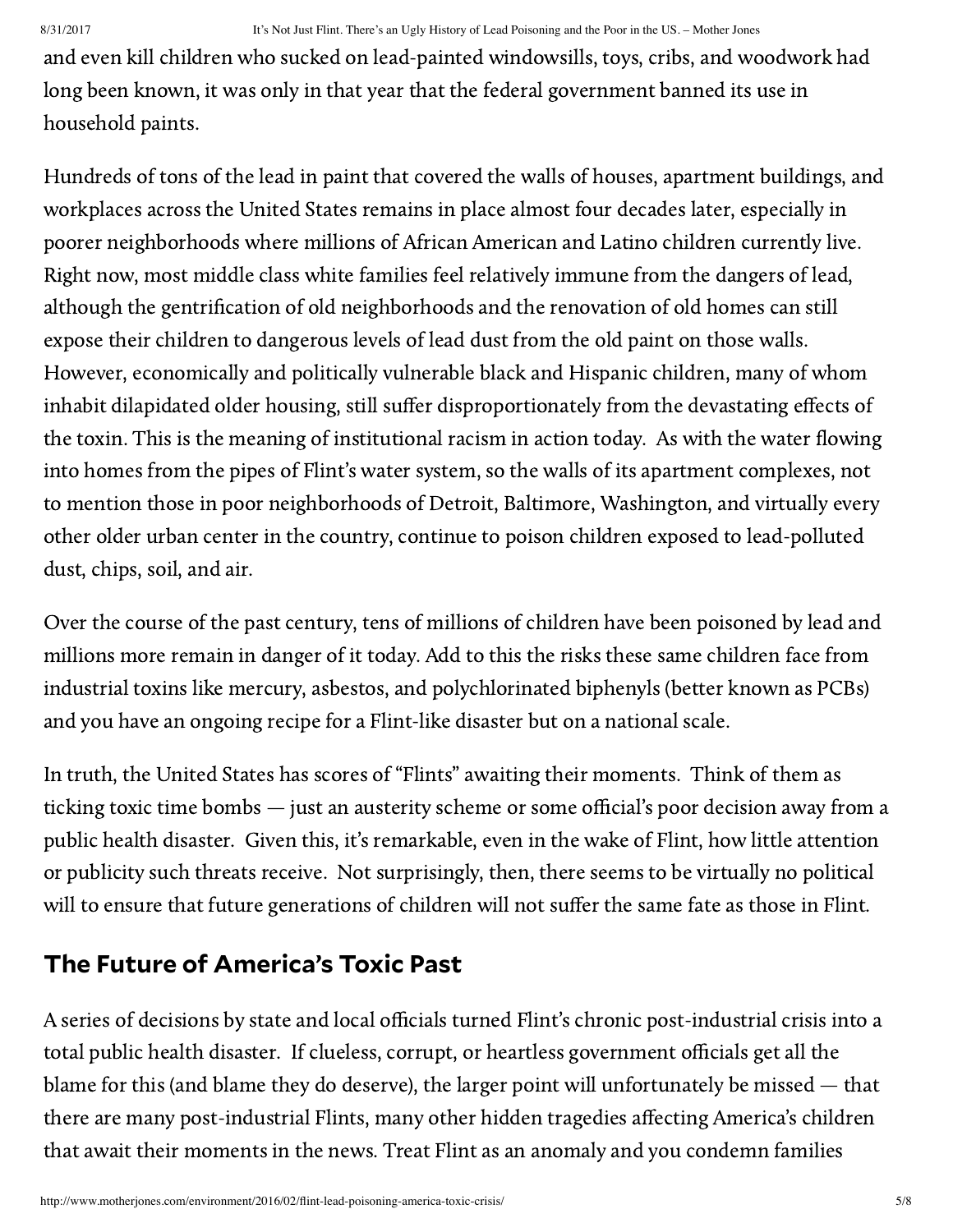and even kill children who sucked on lead-painted windowsills, toys, cribs, and woodwork had long been known, it was only in that year that the federal government banned its use in household paints.

Hundreds of tons of the lead in paint that covered the walls of houses, apartment buildings, and workplaces across the United States remains in place almost four decades later, especially in poorer neighborhoods where millions of African American and Latino children currently live. Right now, most middle class white families feel relatively immune from the dangers of lead, although the gentrification of old neighborhoods and the renovation of old homes can still expose their children to dangerous levels of lead dust from the old paint on those walls. However, economically and politically vulnerable black and Hispanic children, many of whom inhabit dilapidated older housing, still suffer disproportionately from the devastating effects of the toxin. This is the meaning of institutional racism in action today. As with the water flowing into homes from the pipes of Flint's water system, so the walls of its apartment complexes, not to mention those in poor neighborhoods of Detroit, Baltimore, Washington, and virtually every other older urban center in the country, continue to poison children exposed to lead-polluted dust, chips, soil, and air.

Over the course of the past century, tens of millions of children have been poisoned by lead and millions more remain in danger of it today. Add to this the risks these same children face from industrial toxins like mercury, asbestos, and polychlorinated biphenyls (better known as PCBs) and you have an ongoing recipe for a Flint-like disaster but on a national scale.

In truth, the United States has scores of "Flints" awaiting their moments. Think of them as ticking toxic time bombs — just an austerity scheme or some official's poor decision away from a public health disaster. Given this, it's remarkable, even in the wake of Flint, how little attention or publicity such threats receive. Not surprisingly, then, there seems to be virtually no political will to ensure that future generations of children will not suffer the same fate as those in Flint.

## The Future of America's Toxic Past

A series of decisions by state and local officials turned Flint's chronic post-industrial crisis into a total public health disaster. If clueless, corrupt, or heartless government officials get all the blame for this (and blame they do deserve), the larger point will unfortunately be missed — that there are many post-industrial Flints, many other hidden tragedies affecting America's children that await their moments in the news. Treat Flint as an anomaly and you condemn families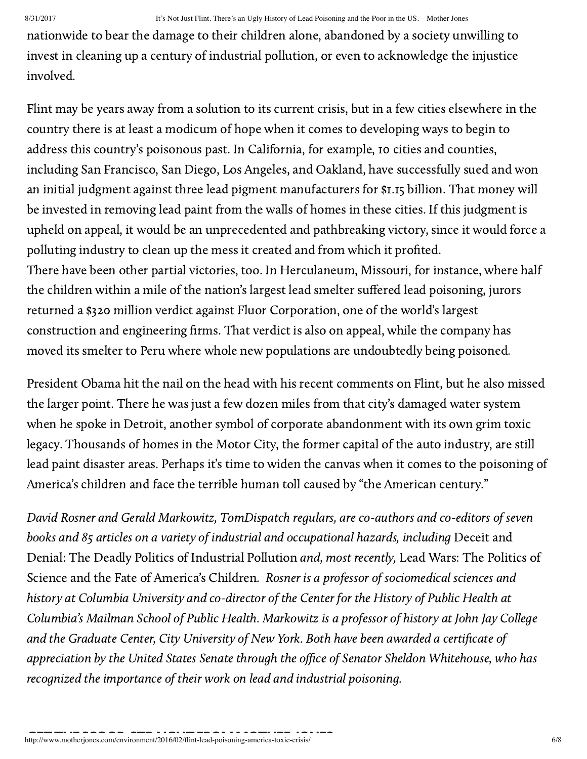nationwide to bear the damage to their children alone, abandoned by a society unwilling to invest in cleaning up a century of industrial pollution, or even to acknowledge the injustice involved.

Flint may be years away from a solution to its current crisis, but in a few cities elsewhere in the country there is at least a modicum of hope when it comes to developing ways to begin to address this country's poisonous past. In California, for example, 10 cities and counties, including San Francisco, San Diego, Los Angeles, and Oakland, have successfully sued and won an initial judgment against three lead pigment manufacturers for $1.15 billion. That money will be invested in removing lead paint from the walls of homes in these cities. If this judgment is upheld on appeal, it would be an unprecedented and pathbreaking victory, since it would force a polluting industry to clean up the mess it created and from which it profited.

There have been other partial victories, too. In Herculaneum, Missouri, for instance, where half the children within a mile of the nation's largest lead smelter suffered lead poisoning, jurors returned a $320 million verdict against Fluor Corporation, one of the world's largest construction and engineering firms. That verdict is also on appeal, while the company has moved its smelter to Peru where whole new populations are undoubtedly being poisoned.

President Obama hit the nail on the head with his recent comments on Flint, but he also missed the larger point. There he was just a few dozen miles from that city's damaged water system when he spoke in Detroit, another symbol of corporate abandonment with its own grim toxic legacy. Thousands of homes in the Motor City, the former capital of the auto industry, are still lead paint disaster areas. Perhaps it's time to widen the canvas when it comes to the poisoning of America's children and face the terrible human toll caused by "the American century."

*David Rosner and Gerald Markowitz, TomDispatch regulars, are co-authors and co-editors of seven books and 85 articles on a variety of industrial and occupational hazards, including* Deceit and Denial: The Deadly Politics of Industrial Pollution *and, most recently,* Lead Wars: The Politics of Science and the Fate of America's Children. *Rosner is a professor of sociomedical sciences and history at Columbia University and co-director of the Center for the History of Public Health at Columbia's Mailman School of Public Health. Markowitz is a professor of history at John Jay College and the Graduate Center, City University of New York. Both have been awarded a certificate of appreciation by the United States Senate through the office of Senator Sheldon Whitehouse, who has recognized the importance of their work on lead and industrial poisoning.*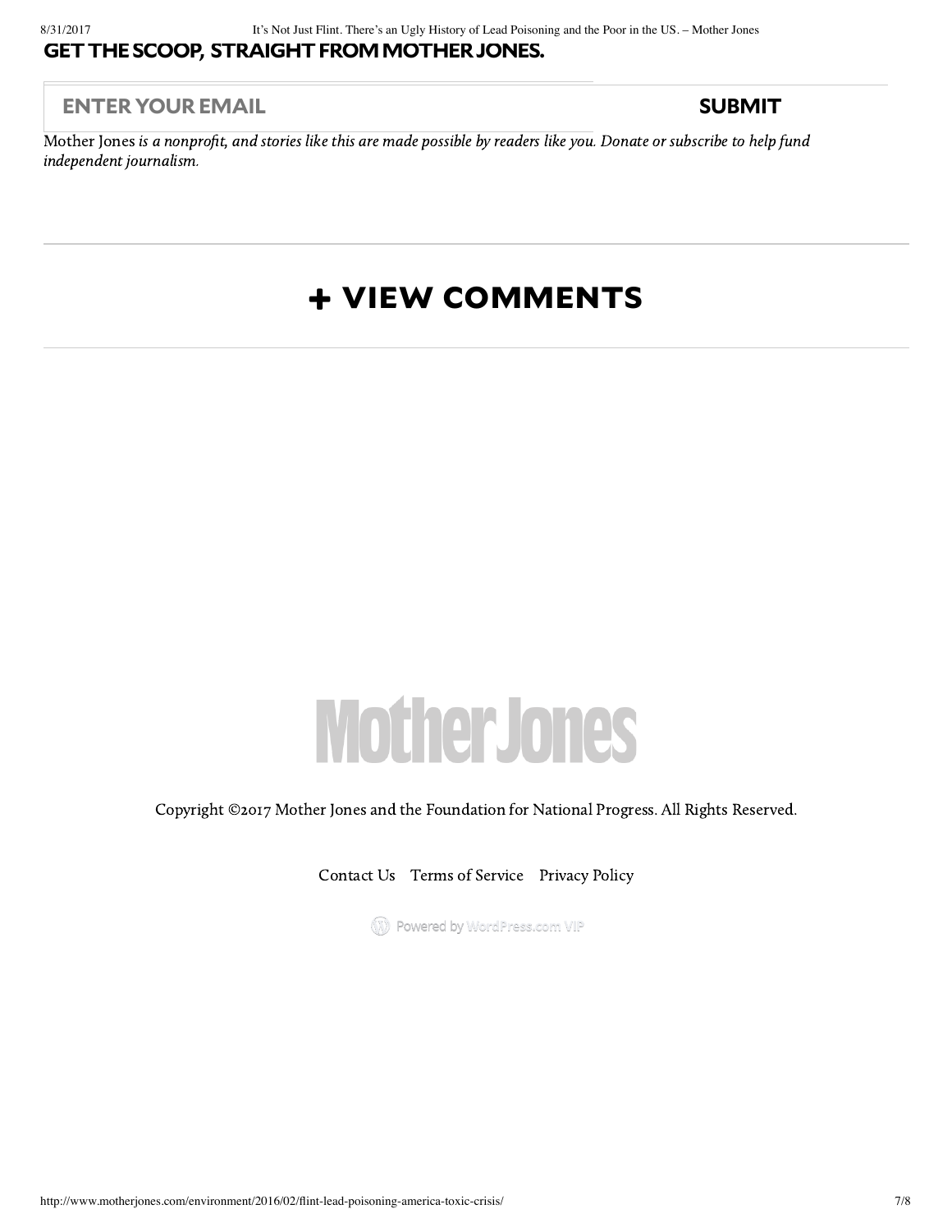## GET THE SCOOP, STRAIGHT FROM MOTHER JONES.

ENTER YOUR EMAIL

**SUBMIT**

Mother Jones *is a nonprofit, and stories like this are made possible by readers like you. Donate or subscribe to help fund independent journalism.*

## + VIEW COMMENTS

Mother Jones

Copyright ©2017 Mother Jones and the Foundation for National Progress. All Rights Reserved.

Contact Us Terms of Service Privacy Policy

Powered by WordPress.com VIP